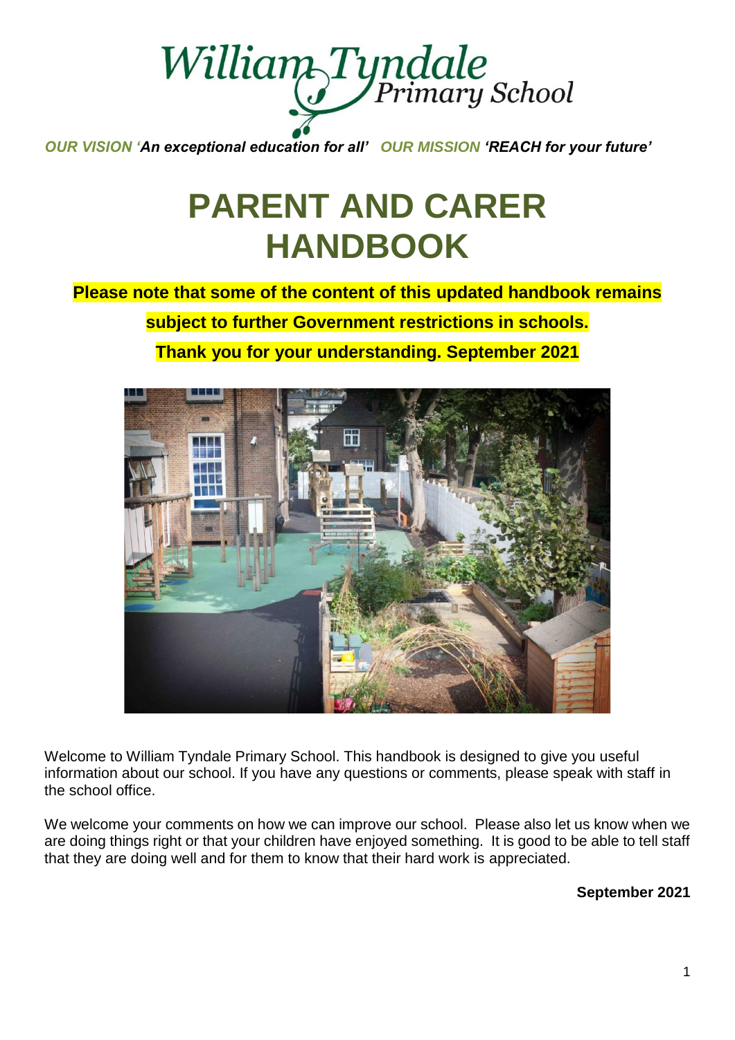William Tyndale Primary School

***OUR VISION 'An exceptional education for all'*** ***OUR MISSION 'REACH for your future'***

# PARENT AND CARER HANDBOOK

**Please note that some of the content of this updated handbook remains subject to further Government restrictions in schools. Thank you for your understanding. September 2021**

Welcome to William Tyndale Primary School. This handbook is designed to give you useful information about our school. If you have any questions or comments, please speak with staff in the school office.

We welcome your comments on how we can improve our school. Please also let us know when we are doing things right or that your children have enjoyed something. It is good to be able to tell staff that they are doing well and for them to know that their hard work is appreciated.

**September 2021**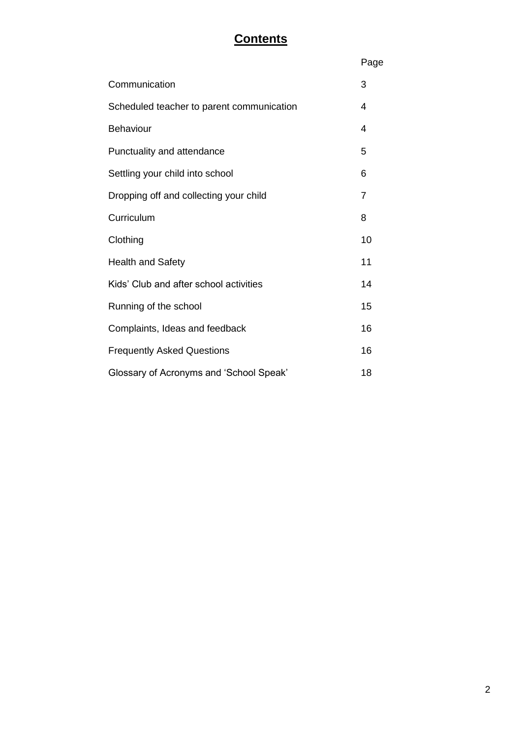# Contents

| | Page |
|---|---|
| Communication | 3 |
| Scheduled teacher to parent communication | 4 |
| Behaviour | 4 |
| Punctuality and attendance | 5 |
| Settling your child into school | 6 |
| Dropping off and collecting your child | 7 |
| Curriculum | 8 |
| Clothing | 10 |
| Health and Safety | 11 |
| Kids' Club and after school activities | 14 |
| Running of the school | 15 |
| Complaints, Ideas and feedback | 16 |
| Frequently Asked Questions | 16 |
| Glossary of Acronyms and 'School Speak' | 18 |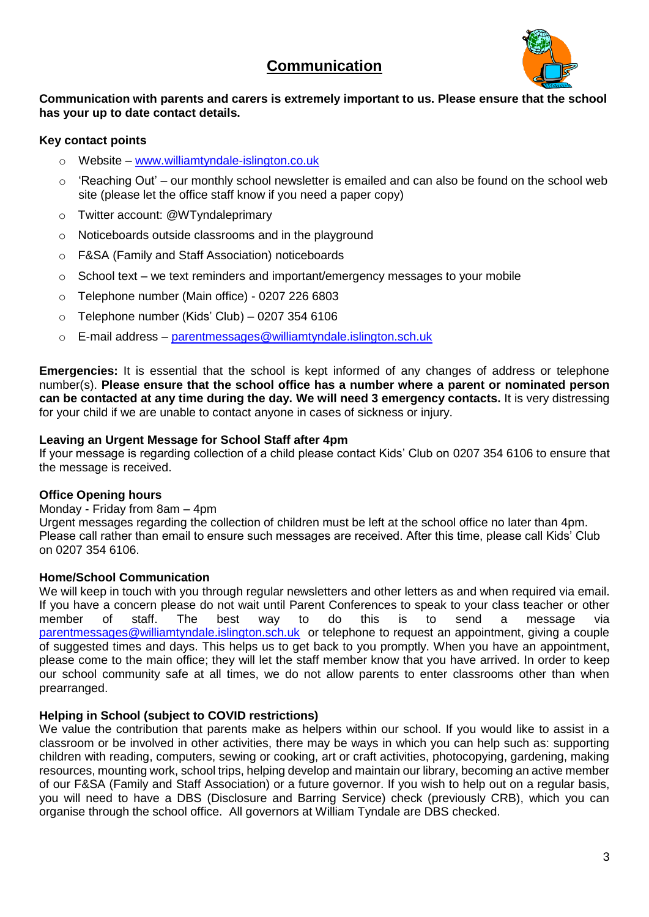# Communication

**Communication with parents and carers is extremely important to us. Please ensure that the school has your up to date contact details.**

**Key contact points**

- Website – [www.williamtyndale-islington.co.uk](http://www.williamtyndale-islington.co.uk)
- 'Reaching Out' – our monthly school newsletter is emailed and can also be found on the school web site (please let the office staff know if you need a paper copy)
- Twitter account: @WTyndaleprimary
- Noticeboards outside classrooms and in the playground
- F&SA (Family and Staff Association) noticeboards
- School text – we text reminders and important/emergency messages to your mobile
- Telephone number (Main office) - 0207 226 6803
- Telephone number (Kids' Club) – 0207 354 6106
- E-mail address – [parentmessages@williamtyndale.islington.sch.uk](mailto:parentmessages@williamtyndale.islington.sch.uk)

**Emergencies:** It is essential that the school is kept informed of any changes of address or telephone number(s). **Please ensure that the school office has a number where a parent or nominated person can be contacted at any time during the day. We will need 3 emergency contacts.** It is very distressing for your child if we are unable to contact anyone in cases of sickness or injury.

**Leaving an Urgent Message for School Staff after 4pm**

If your message is regarding collection of a child please contact Kids' Club on 0207 354 6106 to ensure that the message is received.

**Office Opening hours**

Monday - Friday from 8am – 4pm

Urgent messages regarding the collection of children must be left at the school office no later than 4pm. Please call rather than email to ensure such messages are received. After this time, please call Kids' Club on 0207 354 6106.

**Home/School Communication**

We will keep in touch with you through regular newsletters and other letters as and when required via email. If you have a concern please do not wait until Parent Conferences to speak to your class teacher or other member of staff. The best way to do this is to send a message via [parentmessages@williamtyndale.islington.sch.uk](mailto:parentmessages@williamtyndale.islington.sch.uk) or telephone to request an appointment, giving a couple of suggested times and days. This helps us to get back to you promptly. When you have an appointment, please come to the main office; they will let the staff member know that you have arrived. In order to keep our school community safe at all times, we do not allow parents to enter classrooms other than when prearranged.

**Helping in School (subject to COVID restrictions)**

We value the contribution that parents make as helpers within our school. If you would like to assist in a classroom or be involved in other activities, there may be ways in which you can help such as: supporting children with reading, computers, sewing or cooking, art or craft activities, photocopying, gardening, making resources, mounting work, school trips, helping develop and maintain our library, becoming an active member of our F&SA (Family and Staff Association) or a future governor. If you wish to help out on a regular basis, you will need to have a DBS (Disclosure and Barring Service) check (previously CRB), which you can organise through the school office. All governors at William Tyndale are DBS checked.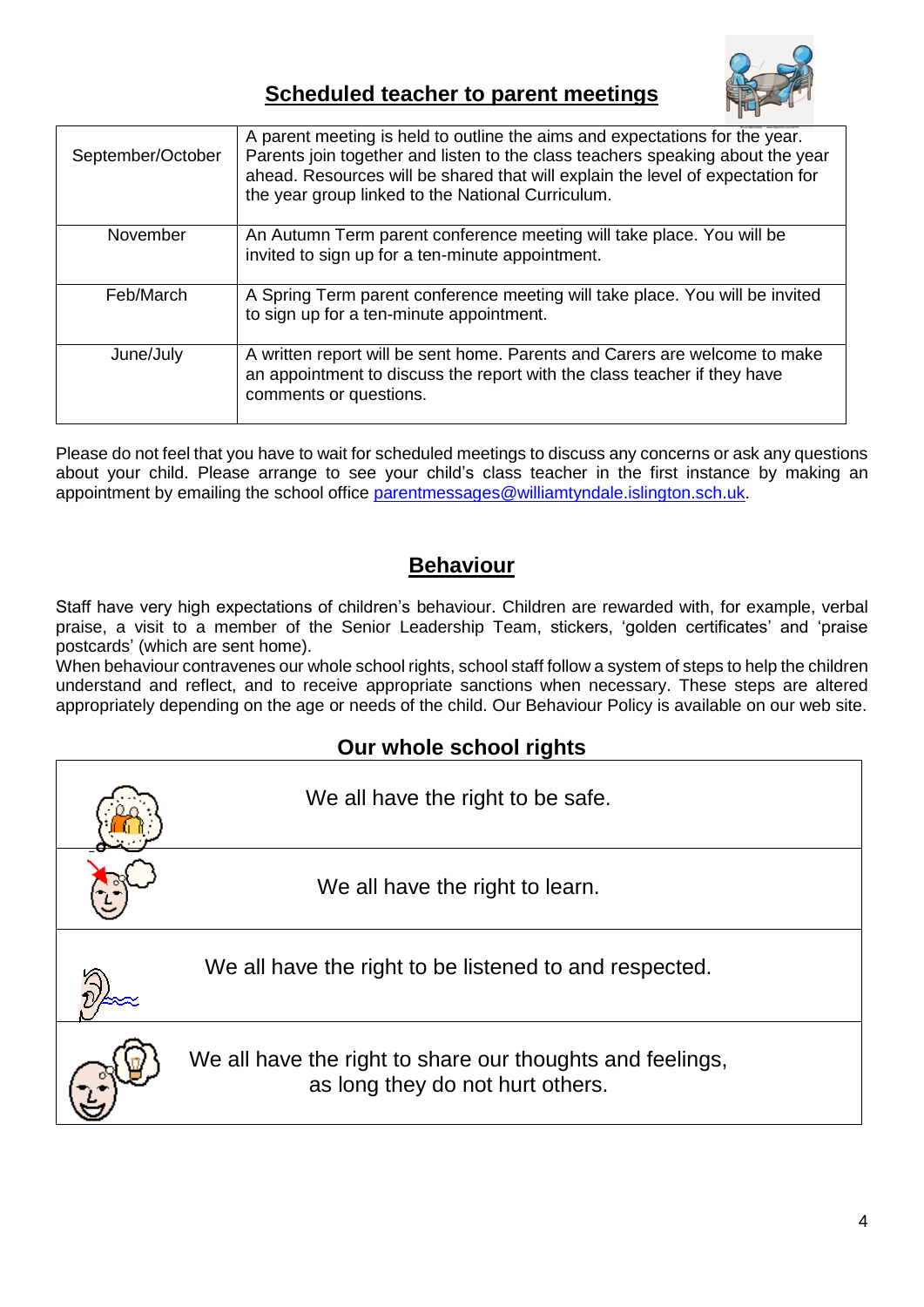## Scheduled teacher to parent meetings

| | |
|---|---|
| September/October | A parent meeting is held to outline the aims and expectations for the year. Parents join together and listen to the class teachers speaking about the year ahead. Resources will be shared that will explain the level of expectation for the year group linked to the National Curriculum. |
| November | An Autumn Term parent conference meeting will take place. You will be invited to sign up for a ten-minute appointment. |
| Feb/March | A Spring Term parent conference meeting will take place. You will be invited to sign up for a ten-minute appointment. |
| June/July | A written report will be sent home. Parents and Carers are welcome to make an appointment to discuss the report with the class teacher if they have comments or questions. |

Please do not feel that you have to wait for scheduled meetings to discuss any concerns or ask any questions about your child. Please arrange to see your child's class teacher in the first instance by making an appointment by emailing the school office parentmessages@williamtyndale.islington.sch.uk.

## Behaviour

Staff have very high expectations of children's behaviour. Children are rewarded with, for example, verbal praise, a visit to a member of the Senior Leadership Team, stickers, 'golden certificates' and 'praise postcards' (which are sent home).

When behaviour contravenes our whole school rights, school staff follow a system of steps to help the children understand and reflect, and to receive appropriate sanctions when necessary. These steps are altered appropriately depending on the age or needs of the child. Our Behaviour Policy is available on our web site.

### Our whole school rights

| | |
|---|---|
| | We all have the right to be safe. |
| | We all have the right to learn. |
| | We all have the right to be listened to and respected. |
| | We all have the right to share our thoughts and feelings, as long as they do not hurt others. |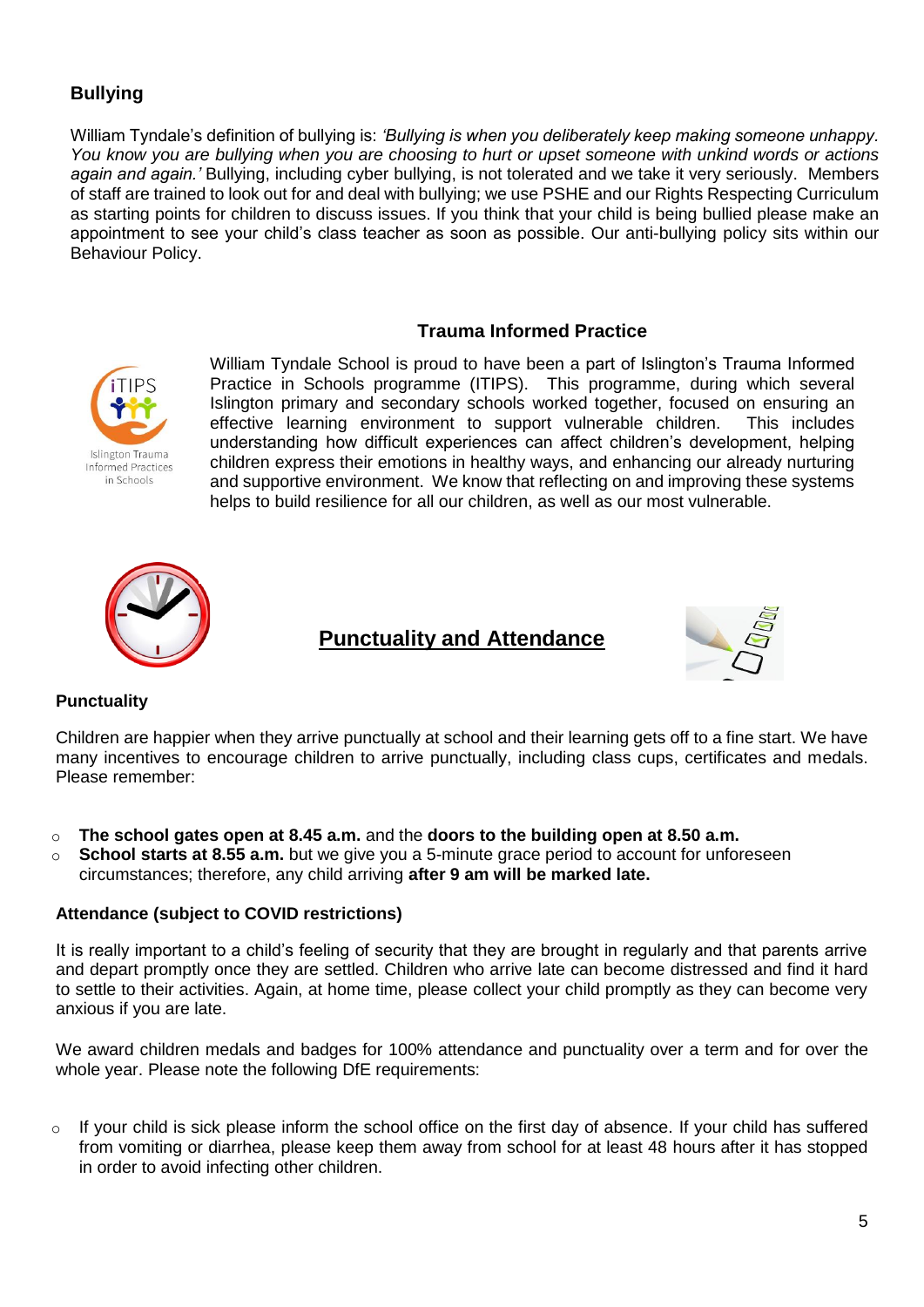## Bullying

William Tyndale's definition of bullying is: *'Bullying is when you deliberately keep making someone unhappy. You know you are bullying when you are choosing to hurt or upset someone with unkind words or actions again and again.'* Bullying, including cyber bullying, is not tolerated and we take it very seriously. Members of staff are trained to look out for and deal with bullying; we use PSHE and our Rights Respecting Curriculum as starting points for children to discuss issues. If you think that your child is being bullied please make an appointment to see your child's class teacher as soon as possible. Our anti-bullying policy sits within our Behaviour Policy.

## Trauma Informed Practice

William Tyndale School is proud to have been a part of Islington's Trauma Informed Practice in Schools programme (ITIPS). This programme, during which several Islington primary and secondary schools worked together, focused on ensuring an effective learning environment to support vulnerable children. This includes understanding how difficult experiences can affect children's development, helping children express their emotions in healthy ways, and enhancing our already nurturing and supportive environment. We know that reflecting on and improving these systems helps to build resilience for all our children, as well as our most vulnerable.

## Punctuality and Attendance

### Punctuality

Children are happier when they arrive punctually at school and their learning gets off to a fine start. We have many incentives to encourage children to arrive punctually, including class cups, certificates and medals. Please remember:

- **The school gates open at 8.45 a.m.** and the **doors to the building open at 8.50 a.m.**
- **School starts at 8.55 a.m.** but we give you a 5-minute grace period to account for unforeseen circumstances; therefore, any child arriving **after 9 am will be marked late.**

### Attendance (subject to COVID restrictions)

It is really important to a child's feeling of security that they are brought in regularly and that parents arrive and depart promptly once they are settled. Children who arrive late can become distressed and find it hard to settle to their activities. Again, at home time, please collect your child promptly as they can become very anxious if you are late.

We award children medals and badges for 100% attendance and punctuality over a term and for over the whole year. Please note the following DfE requirements:

- If your child is sick please inform the school office on the first day of absence. If your child has suffered from vomiting or diarrhea, please keep them away from school for at least 48 hours after it has stopped in order to avoid infecting other children.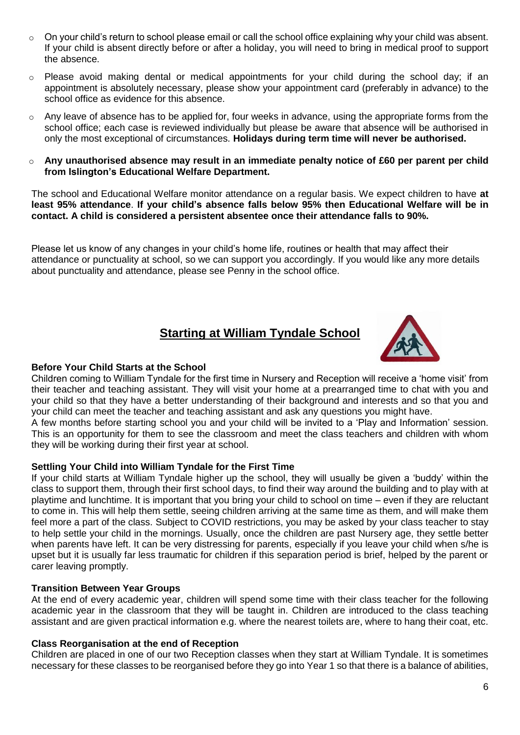- On your child's return to school please email or call the school office explaining why your child was absent. If your child is absent directly before or after a holiday, you will need to bring in medical proof to support the absence.
- Please avoid making dental or medical appointments for your child during the school day; if an appointment is absolutely necessary, please show your appointment card (preferably in advance) to the school office as evidence for this absence.
- Any leave of absence has to be applied for, four weeks in advance, using the appropriate forms from the school office; each case is reviewed individually but please be aware that absence will be authorised in only the most exceptional of circumstances. **Holidays during term time will never be authorised.**
- **Any unauthorised absence may result in an immediate penalty notice of £60 per parent per child from Islington's Educational Welfare Department.**

The school and Educational Welfare monitor attendance on a regular basis. We expect children to have **at least 95% attendance**. **If your child's absence falls below 95% then Educational Welfare will be in contact. A child is considered a persistent absentee once their attendance falls to 90%.**

Please let us know of any changes in your child's home life, routines or health that may affect their attendance or punctuality at school, so we can support you accordingly. If you would like any more details about punctuality and attendance, please see Penny in the school office.

## Starting at William Tyndale School

### Before Your Child Starts at the School

Children coming to William Tyndale for the first time in Nursery and Reception will receive a 'home visit' from their teacher and teaching assistant. They will visit your home at a prearranged time to chat with you and your child so that they have a better understanding of their background and interests and so that you and your child can meet the teacher and teaching assistant and ask any questions you might have.

A few months before starting school you and your child will be invited to a 'Play and Information' session. This is an opportunity for them to see the classroom and meet the class teachers and children with whom they will be working during their first year at school.

### Settling Your Child into William Tyndale for the First Time

If your child starts at William Tyndale higher up the school, they will usually be given a 'buddy' within the class to support them, through their first school days, to find their way around the building and to play with at playtime and lunchtime. It is important that you bring your child to school on time – even if they are reluctant to come in. This will help them settle, seeing children arriving at the same time as them, and will make them feel more a part of the class. Subject to COVID restrictions, you may be asked by your class teacher to stay to help settle your child in the mornings. Usually, once the children are past Nursery age, they settle better when parents have left. It can be very distressing for parents, especially if you leave your child when s/he is upset but it is usually far less traumatic for children if this separation period is brief, helped by the parent or carer leaving promptly.

### Transition Between Year Groups

At the end of every academic year, children will spend some time with their class teacher for the following academic year in the classroom that they will be taught in. Children are introduced to the class teaching assistant and are given practical information e.g. where the nearest toilets are, where to hang their coat, etc.

### Class Reorganisation at the end of Reception

Children are placed in one of our two Reception classes when they start at William Tyndale. It is sometimes necessary for these classes to be reorganised before they go into Year 1 so that there is a balance of abilities,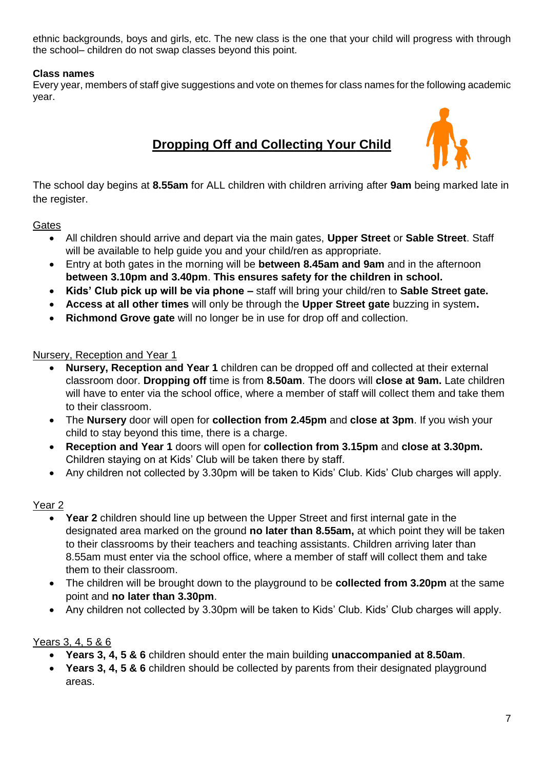ethnic backgrounds, boys and girls, etc. The new class is the one that your child will progress with through the school– children do not swap classes beyond this point.

**Class names**

Every year, members of staff give suggestions and vote on themes for class names for the following academic year.

## Dropping Off and Collecting Your Child

The school day begins at **8.55am** for ALL children with children arriving after **9am** being marked late in the register.

### Gates

- All children should arrive and depart via the main gates, **Upper Street** or **Sable Street**. Staff will be available to help guide you and your child/ren as appropriate.
- Entry at both gates in the morning will be **between 8.45am and 9am** and in the afternoon **between 3.10pm and 3.40pm**. **This ensures safety for the children in school.**
- **Kids' Club pick up will be via phone –** staff will bring your child/ren to **Sable Street gate.**
- **Access at all other times** will only be through the **Upper Street gate** buzzing in system**.**
- **Richmond Grove gate** will no longer be in use for drop off and collection.

### Nursery, Reception and Year 1

- **Nursery, Reception and Year 1** children can be dropped off and collected at their external classroom door. **Dropping off** time is from **8.50am**. The doors will **close at 9am.** Late children will have to enter via the school office, where a member of staff will collect them and take them to their classroom.
- The **Nursery** door will open for **collection from 2.45pm** and **close at 3pm**. If you wish your child to stay beyond this time, there is a charge.
- **Reception and Year 1** doors will open for **collection from 3.15pm** and **close at 3.30pm.** Children staying on at Kids' Club will be taken there by staff.
- Any children not collected by 3.30pm will be taken to Kids' Club. Kids' Club charges will apply.

### Year 2

- **Year 2** children should line up between the Upper Street and first internal gate in the designated area marked on the ground **no later than 8.55am,** at which point they will be taken to their classrooms by their teachers and teaching assistants. Children arriving later than 8.55am must enter via the school office, where a member of staff will collect them and take them to their classroom.
- The children will be brought down to the playground to be **collected from 3.20pm** at the same point and **no later than 3.30pm**.
- Any children not collected by 3.30pm will be taken to Kids' Club. Kids' Club charges will apply.

### Years 3, 4, 5 & 6

- **Years 3, 4, 5 & 6** children should enter the main building **unaccompanied at 8.50am**.
- **Years 3, 4, 5 & 6** children should be collected by parents from their designated playground areas.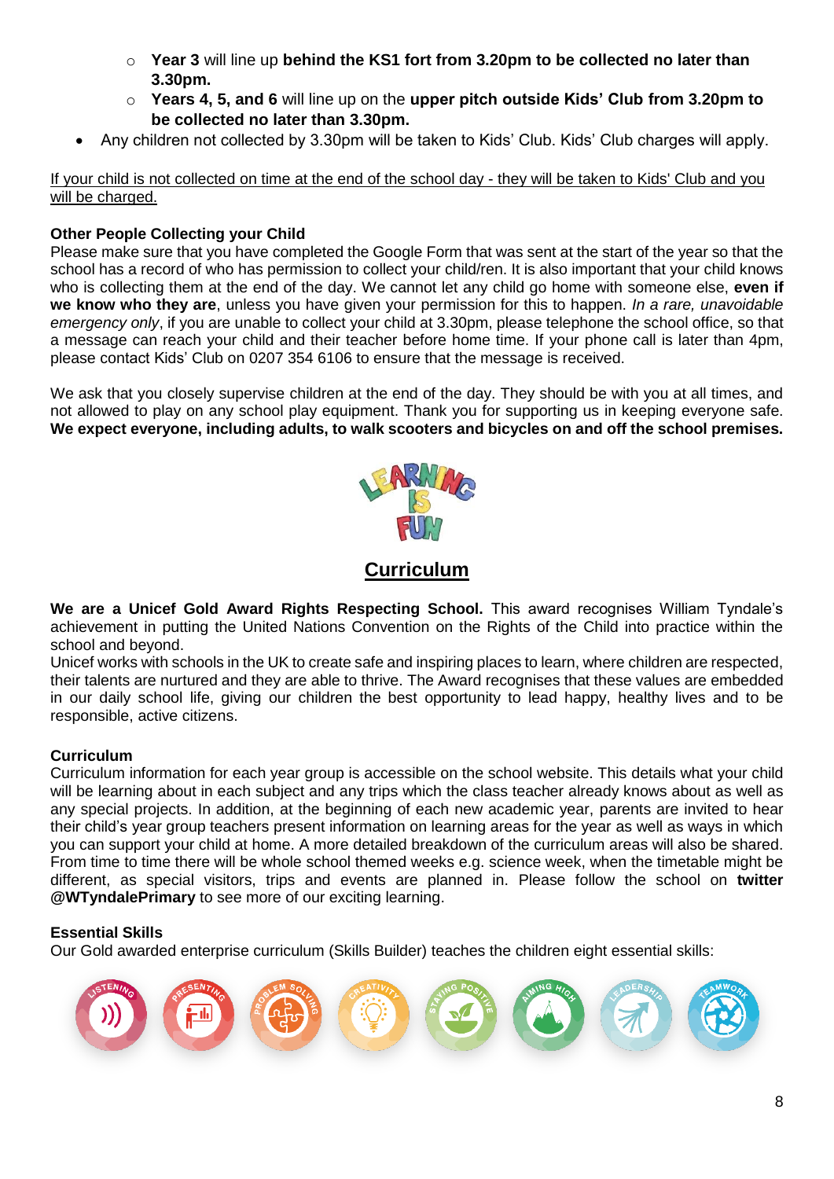- **Year 3** will line up **behind the KS1 fort from 3.20pm to be collected no later than 3.30pm.**
  - **Years 4, 5, and 6** will line up on the **upper pitch outside Kids' Club from 3.20pm to be collected no later than 3.30pm.**
- Any children not collected by 3.30pm will be taken to Kids' Club. Kids' Club charges will apply.

<u>If your child is not collected on time at the end of the school day - they will be taken to Kids' Club and you will be charged.</u>

**Other People Collecting your Child**

Please make sure that you have completed the Google Form that was sent at the start of the year so that the school has a record of who has permission to collect your child/ren. It is also important that your child knows who is collecting them at the end of the day. We cannot let any child go home with someone else, **even if we know who they are**, unless you have given your permission for this to happen. *In a rare, unavoidable emergency only*, if you are unable to collect your child at 3.30pm, please telephone the school office, so that a message can reach your child and their teacher before home time. If your phone call is later than 4pm, please contact Kids' Club on 0207 354 6106 to ensure that the message is received.

We ask that you closely supervise children at the end of the day. They should be with you at all times, and not allowed to play on any school play equipment. Thank you for supporting us in keeping everyone safe. **We expect everyone, including adults, to walk scooters and bicycles on and off the school premises.**

LEARNING IS FUN

## <u>Curriculum</u>

**We are a Unicef Gold Award Rights Respecting School.** This award recognises William Tyndale's achievement in putting the United Nations Convention on the Rights of the Child into practice within the school and beyond.

Unicef works with schools in the UK to create safe and inspiring places to learn, where children are respected, their talents are nurtured and they are able to thrive. The Award recognises that these values are embedded in our daily school life, giving our children the best opportunity to lead happy, healthy lives and to be responsible, active citizens.

**Curriculum**

Curriculum information for each year group is accessible on the school website. This details what your child will be learning about in each subject and any trips which the class teacher already knows about as well as any special projects. In addition, at the beginning of each new academic year, parents are invited to hear their child's year group teachers present information on learning areas for the year as well as ways in which you can support your child at home. A more detailed breakdown of the curriculum areas will also be shared. From time to time there will be whole school themed weeks e.g. science week, when the timetable might be different, as special visitors, trips and events are planned in. Please follow the school on **twitter @WTyndalePrimary** to see more of our exciting learning.

**Essential Skills**

Our Gold awarded enterprise curriculum (Skills Builder) teaches the children eight essential skills:

Listening, Presenting, Problem Solving, Creativity, Staying Positive, Aiming High, Leadership, Teamwork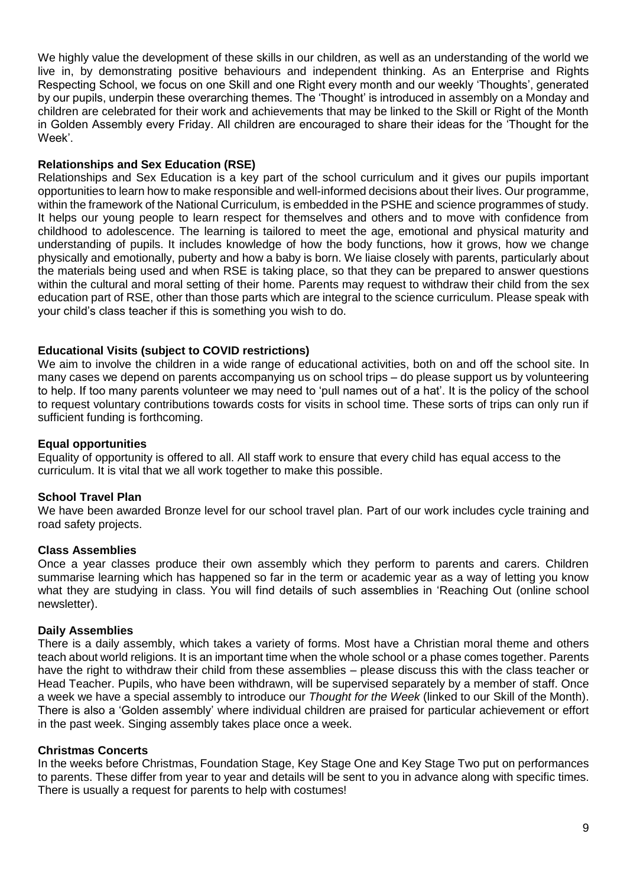We highly value the development of these skills in our children, as well as an understanding of the world we live in, by demonstrating positive behaviours and independent thinking. As an Enterprise and Rights Respecting School, we focus on one Skill and one Right every month and our weekly 'Thoughts', generated by our pupils, underpin these overarching themes. The 'Thought' is introduced in assembly on a Monday and children are celebrated for their work and achievements that may be linked to the Skill or Right of the Month in Golden Assembly every Friday. All children are encouraged to share their ideas for the 'Thought for the Week'.

**Relationships and Sex Education (RSE)**

Relationships and Sex Education is a key part of the school curriculum and it gives our pupils important opportunities to learn how to make responsible and well-informed decisions about their lives. Our programme, within the framework of the National Curriculum, is embedded in the PSHE and science programmes of study. It helps our young people to learn respect for themselves and others and to move with confidence from childhood to adolescence. The learning is tailored to meet the age, emotional and physical maturity and understanding of pupils. It includes knowledge of how the body functions, how it grows, how we change physically and emotionally, puberty and how a baby is born. We liaise closely with parents, particularly about the materials being used and when RSE is taking place, so that they can be prepared to answer questions within the cultural and moral setting of their home. Parents may request to withdraw their child from the sex education part of RSE, other than those parts which are integral to the science curriculum. Please speak with your child's class teacher if this is something you wish to do.

**Educational Visits (subject to COVID restrictions)**

We aim to involve the children in a wide range of educational activities, both on and off the school site. In many cases we depend on parents accompanying us on school trips – do please support us by volunteering to help. If too many parents volunteer we may need to 'pull names out of a hat'. It is the policy of the school to request voluntary contributions towards costs for visits in school time. These sorts of trips can only run if sufficient funding is forthcoming.

**Equal opportunities**

Equality of opportunity is offered to all. All staff work to ensure that every child has equal access to the curriculum. It is vital that we all work together to make this possible.

**School Travel Plan**

We have been awarded Bronze level for our school travel plan. Part of our work includes cycle training and road safety projects.

**Class Assemblies**

Once a year classes produce their own assembly which they perform to parents and carers. Children summarise learning which has happened so far in the term or academic year as a way of letting you know what they are studying in class. You will find details of such assemblies in 'Reaching Out (online school newsletter).

**Daily Assemblies**

There is a daily assembly, which takes a variety of forms. Most have a Christian moral theme and others teach about world religions. It is an important time when the whole school or a phase comes together. Parents have the right to withdraw their child from these assemblies – please discuss this with the class teacher or Head Teacher. Pupils, who have been withdrawn, will be supervised separately by a member of staff. Once a week we have a special assembly to introduce our *Thought for the Week* (linked to our Skill of the Month). There is also a 'Golden assembly' where individual children are praised for particular achievement or effort in the past week. Singing assembly takes place once a week.

**Christmas Concerts**

In the weeks before Christmas, Foundation Stage, Key Stage One and Key Stage Two put on performances to parents. These differ from year to year and details will be sent to you in advance along with specific times. There is usually a request for parents to help with costumes!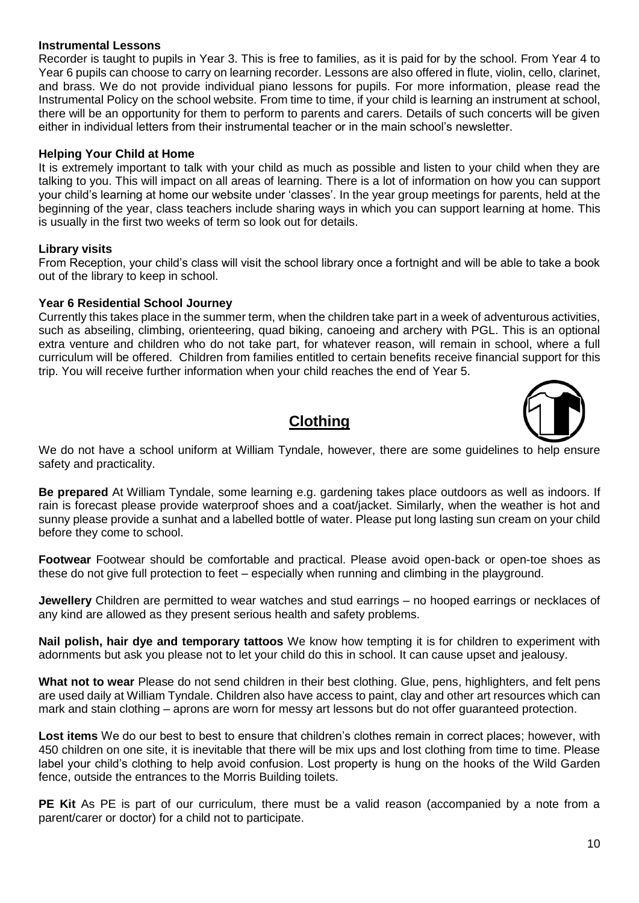### Instrumental Lessons

Recorder is taught to pupils in Year 3. This is free to families, as it is paid for by the school. From Year 4 to Year 6 pupils can choose to carry on learning recorder. Lessons are also offered in flute, violin, cello, clarinet, and brass. We do not provide individual piano lessons for pupils. For more information, please read the Instrumental Policy on the school website. From time to time, if your child is learning an instrument at school, there will be an opportunity for them to perform to parents and carers. Details of such concerts will be given either in individual letters from their instrumental teacher or in the main school's newsletter.

### Helping Your Child at Home

It is extremely important to talk with your child as much as possible and listen to your child when they are talking to you. This will impact on all areas of learning. There is a lot of information on how you can support your child's learning at home our website under 'classes'. In the year group meetings for parents, held at the beginning of the year, class teachers include sharing ways in which you can support learning at home. This is usually in the first two weeks of term so look out for details.

### Library visits

From Reception, your child's class will visit the school library once a fortnight and will be able to take a book out of the library to keep in school.

### Year 6 Residential School Journey

Currently this takes place in the summer term, when the children take part in a week of adventurous activities, such as abseiling, climbing, orienteering, quad biking, canoeing and archery with PGL. This is an optional extra venture and children who do not take part, for whatever reason, will remain in school, where a full curriculum will be offered. Children from families entitled to certain benefits receive financial support for this trip. You will receive further information when your child reaches the end of Year 5.

## Clothing

We do not have a school uniform at William Tyndale, however, there are some guidelines to help ensure safety and practicality.

**Be prepared** At William Tyndale, some learning e.g. gardening takes place outdoors as well as indoors. If rain is forecast please provide waterproof shoes and a coat/jacket. Similarly, when the weather is hot and sunny please provide a sunhat and a labelled bottle of water. Please put long lasting sun cream on your child before they come to school.

**Footwear** Footwear should be comfortable and practical. Please avoid open-back or open-toe shoes as these do not give full protection to feet – especially when running and climbing in the playground.

**Jewellery** Children are permitted to wear watches and stud earrings – no hooped earrings or necklaces of any kind are allowed as they present serious health and safety problems.

**Nail polish, hair dye and temporary tattoos** We know how tempting it is for children to experiment with adornments but ask you please not to let your child do this in school. It can cause upset and jealousy.

**What not to wear** Please do not send children in their best clothing. Glue, pens, highlighters, and felt pens are used daily at William Tyndale. Children also have access to paint, clay and other art resources which can mark and stain clothing – aprons are worn for messy art lessons but do not offer guaranteed protection.

**Lost items** We do our best to best to ensure that children's clothes remain in correct places; however, with 450 children on one site, it is inevitable that there will be mix ups and lost clothing from time to time. Please label your child's clothing to help avoid confusion. Lost property is hung on the hooks of the Wild Garden fence, outside the entrances to the Morris Building toilets.

**PE Kit** As PE is part of our curriculum, there must be a valid reason (accompanied by a note from a parent/carer or doctor) for a child not to participate.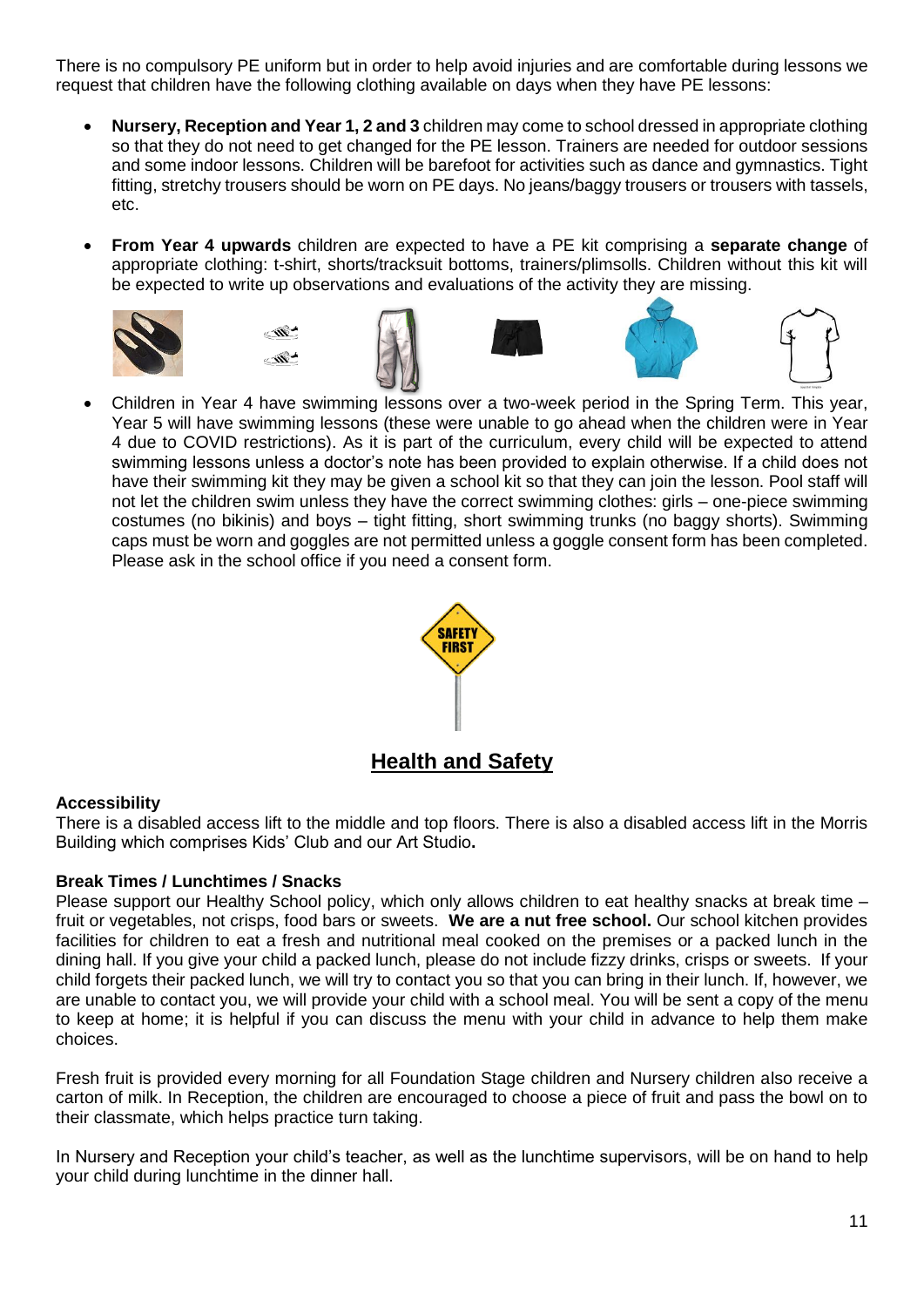There is no compulsory PE uniform but in order to help avoid injuries and are comfortable during lessons we request that children have the following clothing available on days when they have PE lessons:

- **Nursery, Reception and Year 1, 2 and 3** children may come to school dressed in appropriate clothing so that they do not need to get changed for the PE lesson. Trainers are needed for outdoor sessions and some indoor lessons. Children will be barefoot for activities such as dance and gymnastics. Tight fitting, stretchy trousers should be worn on PE days. No jeans/baggy trousers or trousers with tassels, etc.

- **From Year 4 upwards** children are expected to have a PE kit comprising a **separate change** of appropriate clothing: t-shirt, shorts/tracksuit bottoms, trainers/plimsolls. Children without this kit will be expected to write up observations and evaluations of the activity they are missing.

- Children in Year 4 have swimming lessons over a two-week period in the Spring Term. This year, Year 5 will have swimming lessons (these were unable to go ahead when the children were in Year 4 due to COVID restrictions). As it is part of the curriculum, every child will be expected to attend swimming lessons unless a doctor's note has been provided to explain otherwise. If a child does not have their swimming kit they may be given a school kit so that they can join the lesson. Pool staff will not let the children swim unless they have the correct swimming clothes: girls – one-piece swimming costumes (no bikinis) and boys – tight fitting, short swimming trunks (no baggy shorts). Swimming caps must be worn and goggles are not permitted unless a goggle consent form has been completed. Please ask in the school office if you need a consent form.

## Health and Safety

**Accessibility**
There is a disabled access lift to the middle and top floors. There is also a disabled access lift in the Morris Building which comprises Kids' Club and our Art Studio**.**

**Break Times / Lunchtimes / Snacks**
Please support our Healthy School policy, which only allows children to eat healthy snacks at break time – fruit or vegetables, not crisps, food bars or sweets. **We are a nut free school.** Our school kitchen provides facilities for children to eat a fresh and nutritional meal cooked on the premises or a packed lunch in the dining hall. If you give your child a packed lunch, please do not include fizzy drinks, crisps or sweets. If your child forgets their packed lunch, we will try to contact you so that you can bring in their lunch. If, however, we are unable to contact you, we will provide your child with a school meal. You will be sent a copy of the menu to keep at home; it is helpful if you can discuss the menu with your child in advance to help them make choices.

Fresh fruit is provided every morning for all Foundation Stage children and Nursery children also receive a carton of milk. In Reception, the children are encouraged to choose a piece of fruit and pass the bowl on to their classmate, which helps practice turn taking.

In Nursery and Reception your child's teacher, as well as the lunchtime supervisors, will be on hand to help your child during lunchtime in the dinner hall.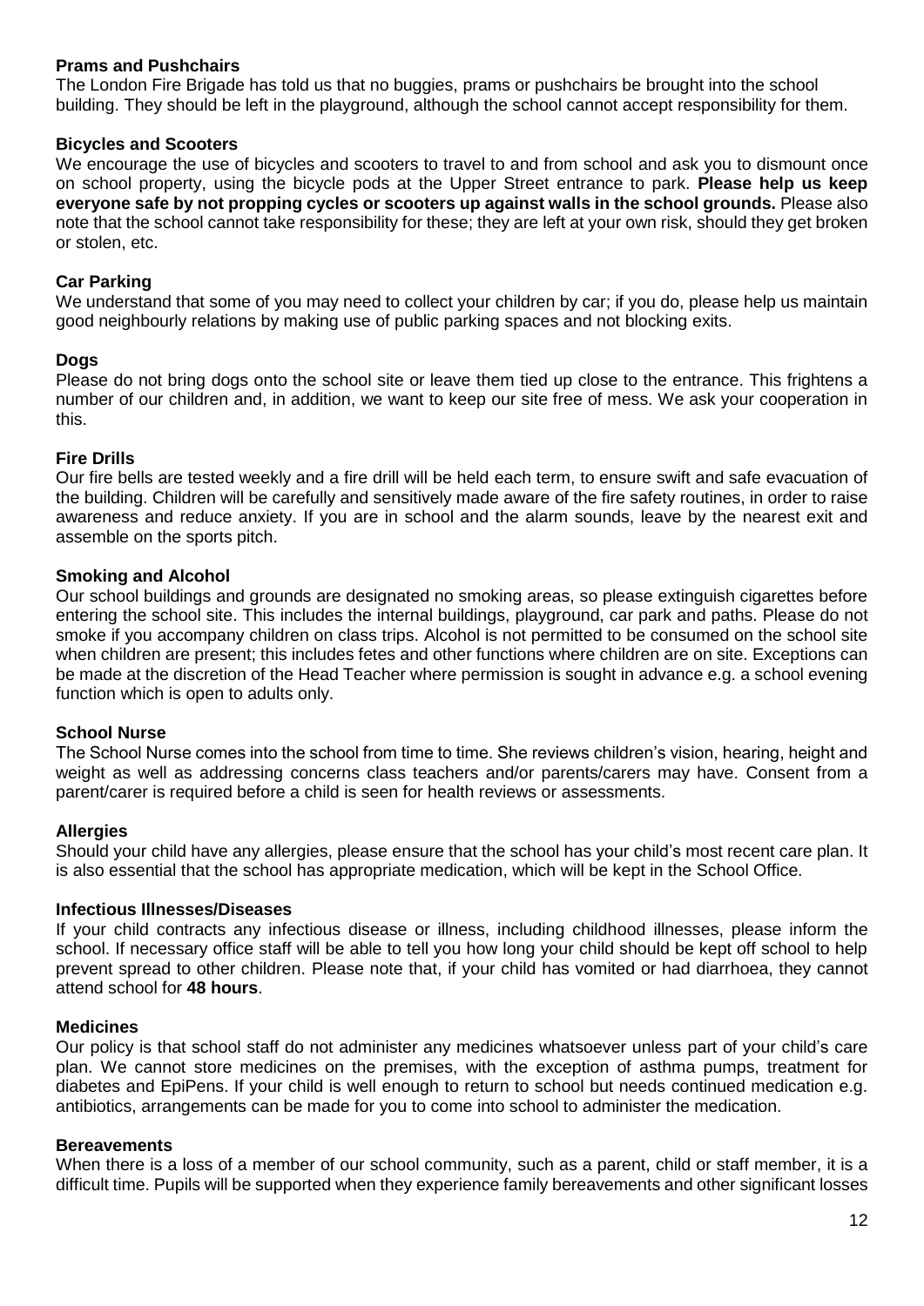### Prams and Pushchairs

The London Fire Brigade has told us that no buggies, prams or pushchairs be brought into the school building. They should be left in the playground, although the school cannot accept responsibility for them.

### Bicycles and Scooters

We encourage the use of bicycles and scooters to travel to and from school and ask you to dismount once on school property, using the bicycle pods at the Upper Street entrance to park. **Please help us keep everyone safe by not propping cycles or scooters up against walls in the school grounds.** Please also note that the school cannot take responsibility for these; they are left at your own risk, should they get broken or stolen, etc.

### Car Parking

We understand that some of you may need to collect your children by car; if you do, please help us maintain good neighbourly relations by making use of public parking spaces and not blocking exits.

### Dogs

Please do not bring dogs onto the school site or leave them tied up close to the entrance. This frightens a number of our children and, in addition, we want to keep our site free of mess. We ask your cooperation in this.

### Fire Drills

Our fire bells are tested weekly and a fire drill will be held each term, to ensure swift and safe evacuation of the building. Children will be carefully and sensitively made aware of the fire safety routines, in order to raise awareness and reduce anxiety. If you are in school and the alarm sounds, leave by the nearest exit and assemble on the sports pitch.

### Smoking and Alcohol

Our school buildings and grounds are designated no smoking areas, so please extinguish cigarettes before entering the school site. This includes the internal buildings, playground, car park and paths. Please do not smoke if you accompany children on class trips. Alcohol is not permitted to be consumed on the school site when children are present; this includes fetes and other functions where children are on site. Exceptions can be made at the discretion of the Head Teacher where permission is sought in advance e.g. a school evening function which is open to adults only.

### School Nurse

The School Nurse comes into the school from time to time. She reviews children's vision, hearing, height and weight as well as addressing concerns class teachers and/or parents/carers may have. Consent from a parent/carer is required before a child is seen for health reviews or assessments.

### Allergies

Should your child have any allergies, please ensure that the school has your child's most recent care plan. It is also essential that the school has appropriate medication, which will be kept in the School Office.

### Infectious Illnesses/Diseases

If your child contracts any infectious disease or illness, including childhood illnesses, please inform the school. If necessary office staff will be able to tell you how long your child should be kept off school to help prevent spread to other children. Please note that, if your child has vomited or had diarrhoea, they cannot attend school for **48 hours**.

### Medicines

Our policy is that school staff do not administer any medicines whatsoever unless part of your child's care plan. We cannot store medicines on the premises, with the exception of asthma pumps, treatment for diabetes and EpiPens. If your child is well enough to return to school but needs continued medication e.g. antibiotics, arrangements can be made for you to come into school to administer the medication.

### Bereavements

When there is a loss of a member of our school community, such as a parent, child or staff member, it is a difficult time. Pupils will be supported when they experience family bereavements and other significant losses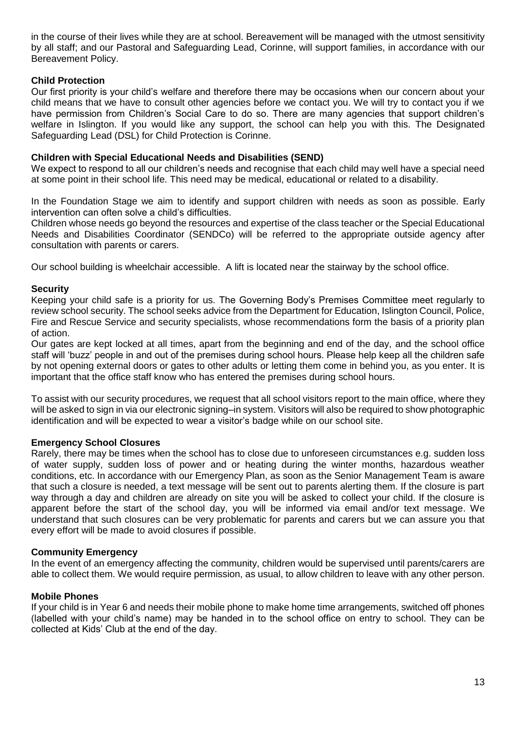in the course of their lives while they are at school. Bereavement will be managed with the utmost sensitivity by all staff; and our Pastoral and Safeguarding Lead, Corinne, will support families, in accordance with our Bereavement Policy.

### Child Protection

Our first priority is your child's welfare and therefore there may be occasions when our concern about your child means that we have to consult other agencies before we contact you. We will try to contact you if we have permission from Children's Social Care to do so. There are many agencies that support children's welfare in Islington. If you would like any support, the school can help you with this. The Designated Safeguarding Lead (DSL) for Child Protection is Corinne.

### Children with Special Educational Needs and Disabilities (SEND)

We expect to respond to all our children's needs and recognise that each child may well have a special need at some point in their school life. This need may be medical, educational or related to a disability.

In the Foundation Stage we aim to identify and support children with needs as soon as possible. Early intervention can often solve a child's difficulties.

Children whose needs go beyond the resources and expertise of the class teacher or the Special Educational Needs and Disabilities Coordinator (SENDCo) will be referred to the appropriate outside agency after consultation with parents or carers.

Our school building is wheelchair accessible. A lift is located near the stairway by the school office.

### Security

Keeping your child safe is a priority for us. The Governing Body's Premises Committee meet regularly to review school security. The school seeks advice from the Department for Education, Islington Council, Police, Fire and Rescue Service and security specialists, whose recommendations form the basis of a priority plan of action.

Our gates are kept locked at all times, apart from the beginning and end of the day, and the school office staff will 'buzz' people in and out of the premises during school hours. Please help keep all the children safe by not opening external doors or gates to other adults or letting them come in behind you, as you enter. It is important that the office staff know who has entered the premises during school hours.

To assist with our security procedures, we request that all school visitors report to the main office, where they will be asked to sign in via our electronic signing–in system. Visitors will also be required to show photographic identification and will be expected to wear a visitor's badge while on our school site.

### Emergency School Closures

Rarely, there may be times when the school has to close due to unforeseen circumstances e.g. sudden loss of water supply, sudden loss of power and or heating during the winter months, hazardous weather conditions, etc. In accordance with our Emergency Plan, as soon as the Senior Management Team is aware that such a closure is needed, a text message will be sent out to parents alerting them. If the closure is part way through a day and children are already on site you will be asked to collect your child. If the closure is apparent before the start of the school day, you will be informed via email and/or text message. We understand that such closures can be very problematic for parents and carers but we can assure you that every effort will be made to avoid closures if possible.

### Community Emergency

In the event of an emergency affecting the community, children would be supervised until parents/carers are able to collect them. We would require permission, as usual, to allow children to leave with any other person.

### Mobile Phones

If your child is in Year 6 and needs their mobile phone to make home time arrangements, switched off phones (labelled with your child's name) may be handed in to the school office on entry to school. They can be collected at Kids' Club at the end of the day.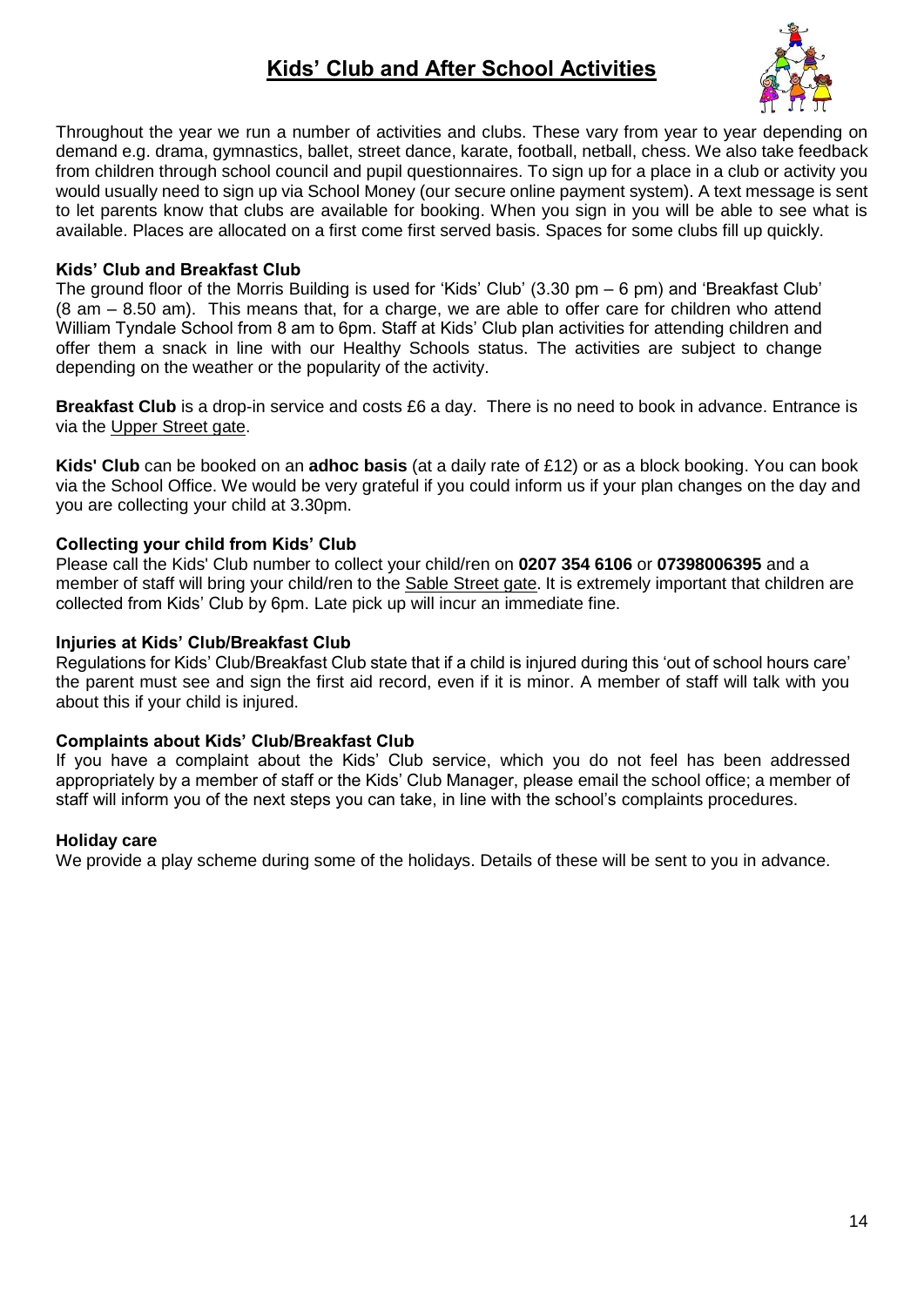# Kids' Club and After School Activities

Throughout the year we run a number of activities and clubs. These vary from year to year depending on demand e.g. drama, gymnastics, ballet, street dance, karate, football, netball, chess. We also take feedback from children through school council and pupil questionnaires. To sign up for a place in a club or activity you would usually need to sign up via School Money (our secure online payment system). A text message is sent to let parents know that clubs are available for booking. When you sign in you will be able to see what is available. Places are allocated on a first come first served basis. Spaces for some clubs fill up quickly.

### Kids' Club and Breakfast Club

The ground floor of the Morris Building is used for 'Kids' Club' (3.30 pm – 6 pm) and 'Breakfast Club' (8 am – 8.50 am). This means that, for a charge, we are able to offer care for children who attend William Tyndale School from 8 am to 6pm. Staff at Kids' Club plan activities for attending children and offer them a snack in line with our Healthy Schools status. The activities are subject to change depending on the weather or the popularity of the activity.

**Breakfast Club** is a drop-in service and costs £6 a day. There is no need to book in advance. Entrance is via the Upper Street gate.

**Kids' Club** can be booked on an **adhoc basis** (at a daily rate of £12) or as a block booking. You can book via the School Office. We would be very grateful if you could inform us if your plan changes on the day and you are collecting your child at 3.30pm.

### Collecting your child from Kids' Club

Please call the Kids' Club number to collect your child/ren on **0207 354 6106** or **07398006395** and a member of staff will bring your child/ren to the Sable Street gate. It is extremely important that children are collected from Kids' Club by 6pm. Late pick up will incur an immediate fine.

### Injuries at Kids' Club/Breakfast Club

Regulations for Kids' Club/Breakfast Club state that if a child is injured during this 'out of school hours care' the parent must see and sign the first aid record, even if it is minor. A member of staff will talk with you about this if your child is injured.

### Complaints about Kids' Club/Breakfast Club

If you have a complaint about the Kids' Club service, which you do not feel has been addressed appropriately by a member of staff or the Kids' Club Manager, please email the school office; a member of staff will inform you of the next steps you can take, in line with the school's complaints procedures.

### Holiday care

We provide a play scheme during some of the holidays. Details of these will be sent to you in advance.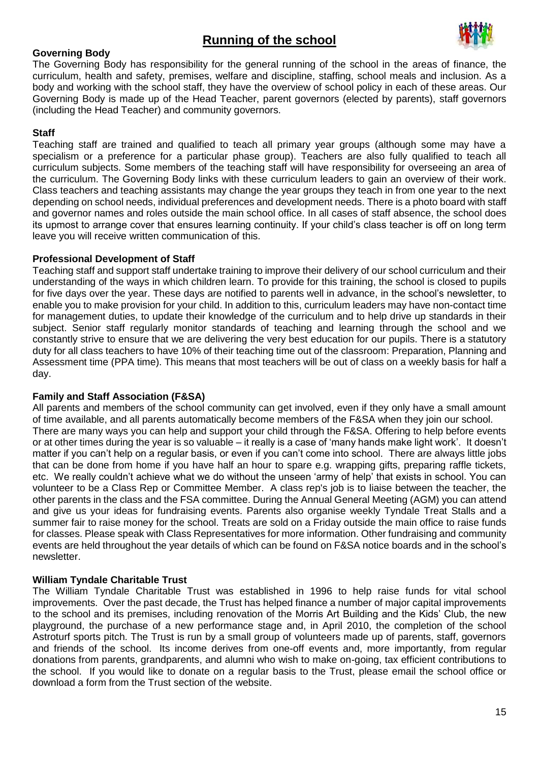# Running of the school

## Governing Body

The Governing Body has responsibility for the general running of the school in the areas of finance, the curriculum, health and safety, premises, welfare and discipline, staffing, school meals and inclusion. As a body and working with the school staff, they have the overview of school policy in each of these areas. Our Governing Body is made up of the Head Teacher, parent governors (elected by parents), staff governors (including the Head Teacher) and community governors.

## Staff

Teaching staff are trained and qualified to teach all primary year groups (although some may have a specialism or a preference for a particular phase group). Teachers are also fully qualified to teach all curriculum subjects. Some members of the teaching staff will have responsibility for overseeing an area of the curriculum. The Governing Body links with these curriculum leaders to gain an overview of their work. Class teachers and teaching assistants may change the year groups they teach in from one year to the next depending on school needs, individual preferences and development needs. There is a photo board with staff and governor names and roles outside the main school office. In all cases of staff absence, the school does its upmost to arrange cover that ensures learning continuity. If your child's class teacher is off on long term leave you will receive written communication of this.

## Professional Development of Staff

Teaching staff and support staff undertake training to improve their delivery of our school curriculum and their understanding of the ways in which children learn. To provide for this training, the school is closed to pupils for five days over the year. These days are notified to parents well in advance, in the school's newsletter, to enable you to make provision for your child. In addition to this, curriculum leaders may have non-contact time for management duties, to update their knowledge of the curriculum and to help drive up standards in their subject. Senior staff regularly monitor standards of teaching and learning through the school and we constantly strive to ensure that we are delivering the very best education for our pupils. There is a statutory duty for all class teachers to have 10% of their teaching time out of the classroom: Preparation, Planning and Assessment time (PPA time). This means that most teachers will be out of class on a weekly basis for half a day.

## Family and Staff Association (F&SA)

All parents and members of the school community can get involved, even if they only have a small amount of time available, and all parents automatically become members of the F&SA when they join our school.

There are many ways you can help and support your child through the F&SA. Offering to help before events or at other times during the year is so valuable – it really is a case of 'many hands make light work'. It doesn't matter if you can't help on a regular basis, or even if you can't come into school. There are always little jobs that can be done from home if you have half an hour to spare e.g. wrapping gifts, preparing raffle tickets, etc. We really couldn't achieve what we do without the unseen 'army of help' that exists in school. You can volunteer to be a Class Rep or Committee Member. A class rep's job is to liaise between the teacher, the other parents in the class and the FSA committee. During the Annual General Meeting (AGM) you can attend and give us your ideas for fundraising events. Parents also organise weekly Tyndale Treat Stalls and a summer fair to raise money for the school. Treats are sold on a Friday outside the main office to raise funds for classes. Please speak with Class Representatives for more information. Other fundraising and community events are held throughout the year details of which can be found on F&SA notice boards and in the school's newsletter.

## William Tyndale Charitable Trust

The William Tyndale Charitable Trust was established in 1996 to help raise funds for vital school improvements. Over the past decade, the Trust has helped finance a number of major capital improvements to the school and its premises, including renovation of the Morris Art Building and the Kids' Club, the new playground, the purchase of a new performance stage and, in April 2010, the completion of the school Astroturf sports pitch. The Trust is run by a small group of volunteers made up of parents, staff, governors and friends of the school. Its income derives from one-off events and, more importantly, from regular donations from parents, grandparents, and alumni who wish to make on-going, tax efficient contributions to the school. If you would like to donate on a regular basis to the Trust, please email the school office or download a form from the Trust section of the website.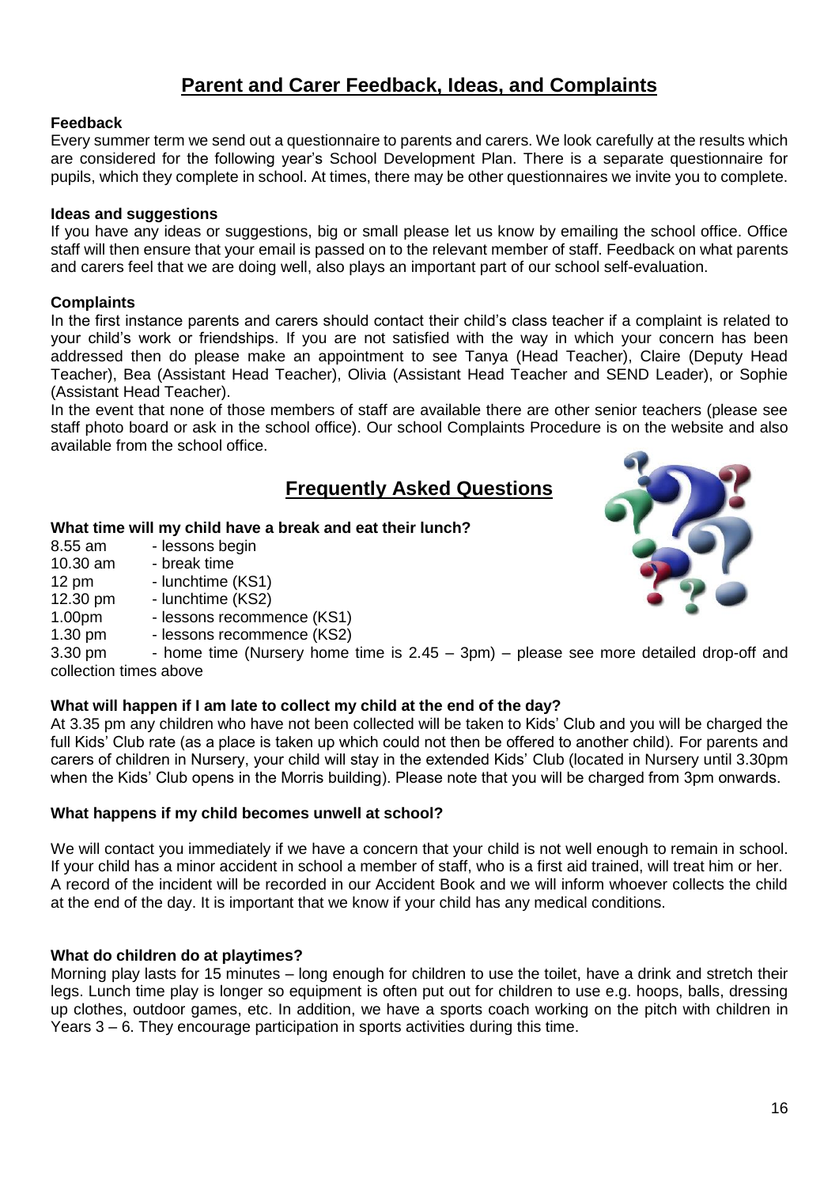## Parent and Carer Feedback, Ideas, and Complaints

**Feedback**

Every summer term we send out a questionnaire to parents and carers. We look carefully at the results which are considered for the following year's School Development Plan. There is a separate questionnaire for pupils, which they complete in school. At times, there may be other questionnaires we invite you to complete.

**Ideas and suggestions**

If you have any ideas or suggestions, big or small please let us know by emailing the school office. Office staff will then ensure that your email is passed on to the relevant member of staff. Feedback on what parents and carers feel that we are doing well, also plays an important part of our school self-evaluation.

**Complaints**

In the first instance parents and carers should contact their child's class teacher if a complaint is related to your child's work or friendships. If you are not satisfied with the way in which your concern has been addressed then do please make an appointment to see Tanya (Head Teacher), Claire (Deputy Head Teacher), Bea (Assistant Head Teacher), Olivia (Assistant Head Teacher and SEND Leader), or Sophie (Assistant Head Teacher).

In the event that none of those members of staff are available there are other senior teachers (please see staff photo board or ask in the school office). Our school Complaints Procedure is on the website and also available from the school office.

## Frequently Asked Questions

**What time will my child have a break and eat their lunch?**

8.55 am - lessons begin
10.30 am - break time
12 pm - lunchtime (KS1)
12.30 pm - lunchtime (KS2)
1.00pm - lessons recommence (KS1)
1.30 pm - lessons recommence (KS2)
3.30 pm - home time (Nursery home time is 2.45 – 3pm) – please see more detailed drop-off and collection times above

**What will happen if I am late to collect my child at the end of the day?**

At 3.35 pm any children who have not been collected will be taken to Kids' Club and you will be charged the full Kids' Club rate (as a place is taken up which could not then be offered to another child). For parents and carers of children in Nursery, your child will stay in the extended Kids' Club (located in Nursery until 3.30pm when the Kids' Club opens in the Morris building). Please note that you will be charged from 3pm onwards.

**What happens if my child becomes unwell at school?**

We will contact you immediately if we have a concern that your child is not well enough to remain in school. If your child has a minor accident in school a member of staff, who is a first aid trained, will treat him or her. A record of the incident will be recorded in our Accident Book and we will inform whoever collects the child at the end of the day. It is important that we know if your child has any medical conditions.

**What do children do at playtimes?**

Morning play lasts for 15 minutes – long enough for children to use the toilet, have a drink and stretch their legs. Lunch time play is longer so equipment is often put out for children to use e.g. hoops, balls, dressing up clothes, outdoor games, etc. In addition, we have a sports coach working on the pitch with children in Years 3 – 6. They encourage participation in sports activities during this time.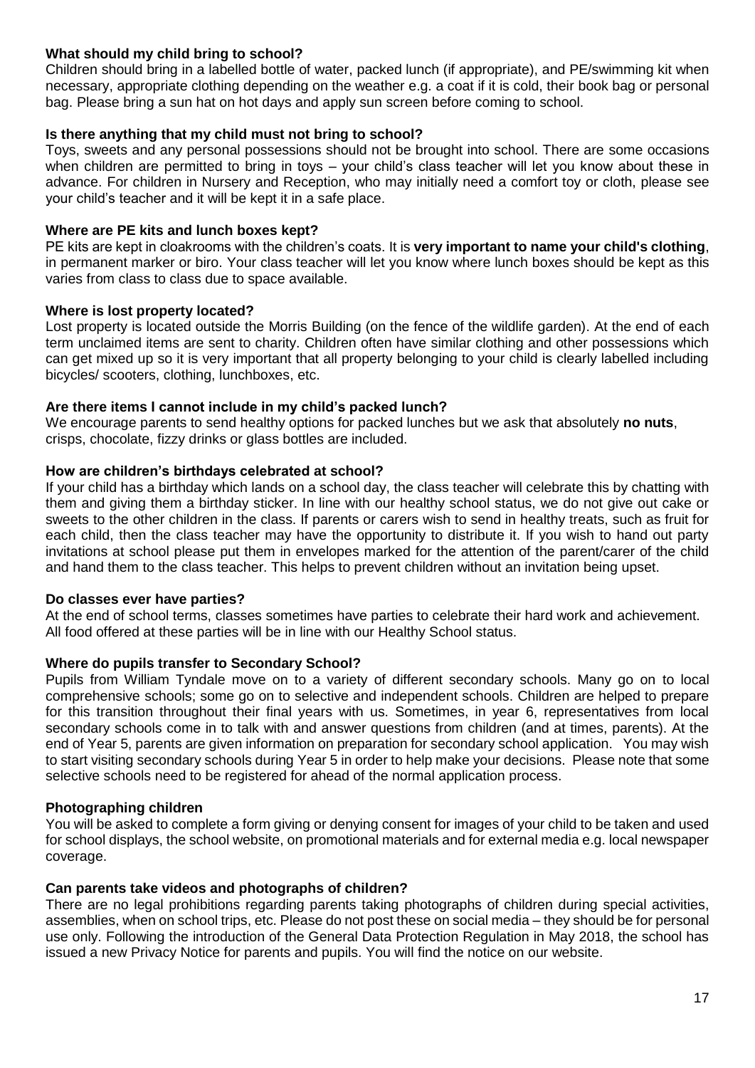### What should my child bring to school?

Children should bring in a labelled bottle of water, packed lunch (if appropriate), and PE/swimming kit when necessary, appropriate clothing depending on the weather e.g. a coat if it is cold, their book bag or personal bag. Please bring a sun hat on hot days and apply sun screen before coming to school.

### Is there anything that my child must not bring to school?

Toys, sweets and any personal possessions should not be brought into school. There are some occasions when children are permitted to bring in toys – your child's class teacher will let you know about these in advance. For children in Nursery and Reception, who may initially need a comfort toy or cloth, please see your child's teacher and it will be kept it in a safe place.

### Where are PE kits and lunch boxes kept?

PE kits are kept in cloakrooms with the children's coats. It is **very important to name your child's clothing**, in permanent marker or biro. Your class teacher will let you know where lunch boxes should be kept as this varies from class to class due to space available.

### Where is lost property located?

Lost property is located outside the Morris Building (on the fence of the wildlife garden). At the end of each term unclaimed items are sent to charity. Children often have similar clothing and other possessions which can get mixed up so it is very important that all property belonging to your child is clearly labelled including bicycles/ scooters, clothing, lunchboxes, etc.

### Are there items I cannot include in my child's packed lunch?

We encourage parents to send healthy options for packed lunches but we ask that absolutely **no nuts**, crisps, chocolate, fizzy drinks or glass bottles are included.

### How are children's birthdays celebrated at school?

If your child has a birthday which lands on a school day, the class teacher will celebrate this by chatting with them and giving them a birthday sticker. In line with our healthy school status, we do not give out cake or sweets to the other children in the class. If parents or carers wish to send in healthy treats, such as fruit for each child, then the class teacher may have the opportunity to distribute it. If you wish to hand out party invitations at school please put them in envelopes marked for the attention of the parent/carer of the child and hand them to the class teacher. This helps to prevent children without an invitation being upset.

### Do classes ever have parties?

At the end of school terms, classes sometimes have parties to celebrate their hard work and achievement. All food offered at these parties will be in line with our Healthy School status.

### Where do pupils transfer to Secondary School?

Pupils from William Tyndale move on to a variety of different secondary schools. Many go on to local comprehensive schools; some go on to selective and independent schools. Children are helped to prepare for this transition throughout their final years with us. Sometimes, in year 6, representatives from local secondary schools come in to talk with and answer questions from children (and at times, parents). At the end of Year 5, parents are given information on preparation for secondary school application. You may wish to start visiting secondary schools during Year 5 in order to help make your decisions. Please note that some selective schools need to be registered for ahead of the normal application process.

### Photographing children

You will be asked to complete a form giving or denying consent for images of your child to be taken and used for school displays, the school website, on promotional materials and for external media e.g. local newspaper coverage.

### Can parents take videos and photographs of children?

There are no legal prohibitions regarding parents taking photographs of children during special activities, assemblies, when on school trips, etc. Please do not post these on social media – they should be for personal use only. Following the introduction of the General Data Protection Regulation in May 2018, the school has issued a new Privacy Notice for parents and pupils. You will find the notice on our website.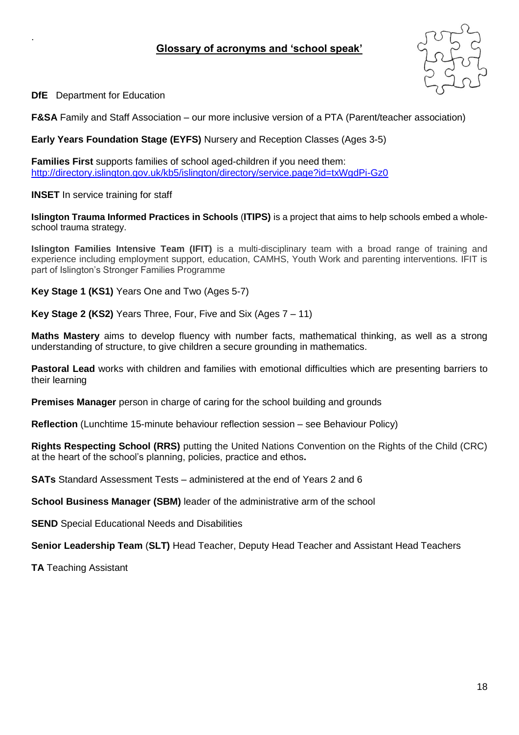## Glossary of acronyms and 'school speak'

**DfE** Department for Education

**F&SA** Family and Staff Association – our more inclusive version of a PTA (Parent/teacher association)

**Early Years Foundation Stage (EYFS)** Nursery and Reception Classes (Ages 3-5)

**Families First** supports families of school aged-children if you need them: http://directory.islington.gov.uk/kb5/islington/directory/service.page?id=txWgdPi-Gz0

**INSET** In service training for staff

**Islington Trauma Informed Practices in Schools** (**ITIPS)** is a project that aims to help schools embed a whole-school trauma strategy.

**Islington Families Intensive Team (IFIT)** is a multi-disciplinary team with a broad range of training and experience including employment support, education, CAMHS, Youth Work and parenting interventions. IFIT is part of Islington's Stronger Families Programme

**Key Stage 1 (KS1)** Years One and Two (Ages 5-7)

**Key Stage 2 (KS2)** Years Three, Four, Five and Six (Ages 7 – 11)

**Maths Mastery** aims to develop fluency with number facts, mathematical thinking, as well as a strong understanding of structure, to give children a secure grounding in mathematics.

**Pastoral Lead** works with children and families with emotional difficulties which are presenting barriers to their learning

**Premises Manager** person in charge of caring for the school building and grounds

**Reflection** (Lunchtime 15-minute behaviour reflection session – see Behaviour Policy)

**Rights Respecting School (RRS)** putting the United Nations Convention on the Rights of the Child (CRC) at the heart of the school's planning, policies, practice and ethos**.**

**SATs** Standard Assessment Tests – administered at the end of Years 2 and 6

**School Business Manager (SBM)** leader of the administrative arm of the school

**SEND** Special Educational Needs and Disabilities

**Senior Leadership Team** (**SLT)** Head Teacher, Deputy Head Teacher and Assistant Head Teachers

**TA** Teaching Assistant